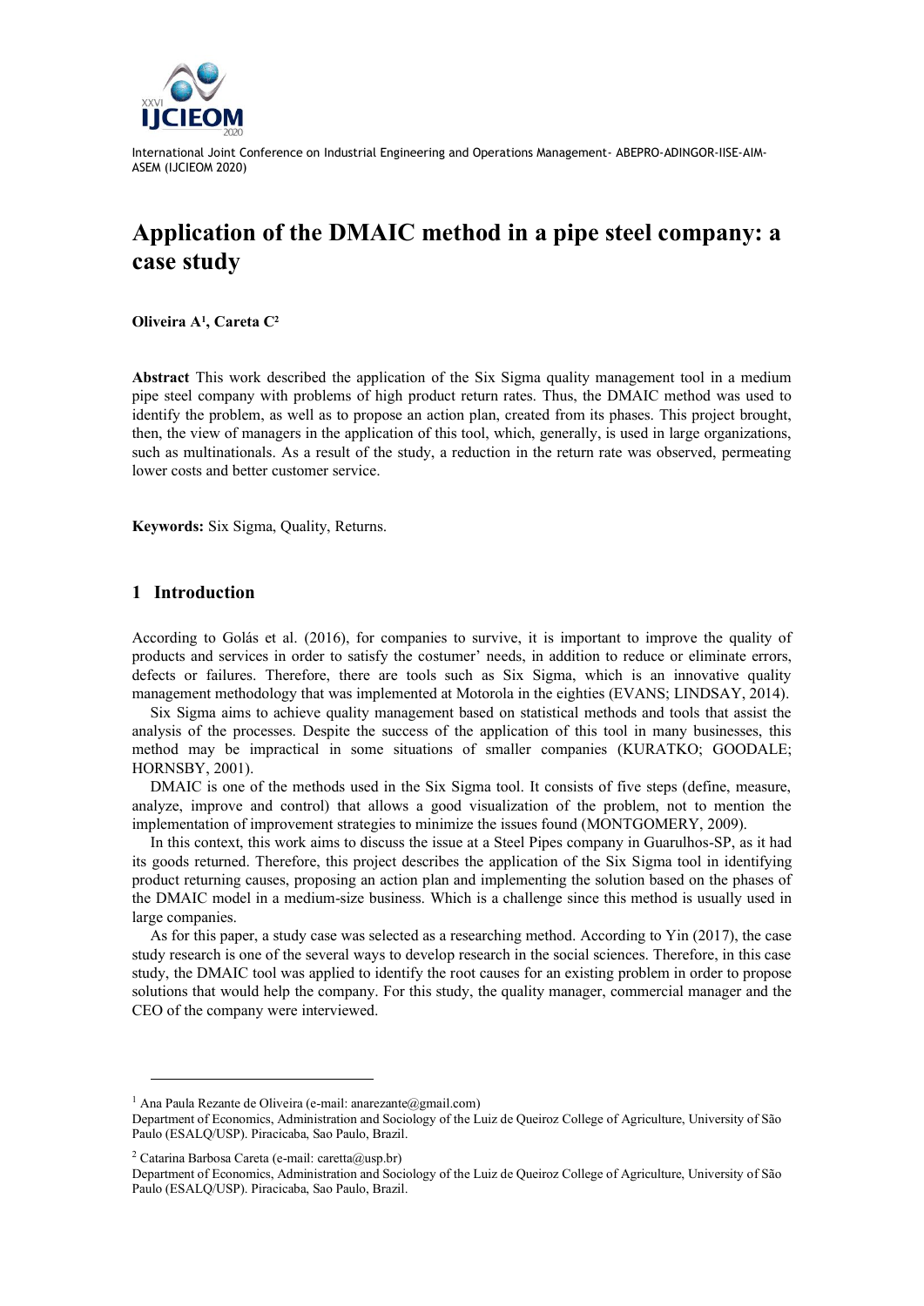# Application of the DMAIC method in a pipe steel company: a case study

**Oliveira A[1], Careta C[2]**

**Abstract** This work described the application of the Six Sigma quality management tool in a medium pipe steel company with problems of high product return rates. Thus, the DMAIC method was used to identify the problem, as well as to propose an action plan, created from its phases. This project brought, then, the view of managers in the application of this tool, which, generally, is used in large organizations, such as multinationals. As a result of the study, a reduction in the return rate was observed, permeating lower costs and better customer service.

**Keywords:** Six Sigma, Quality, Returns.

## 1 Introduction

According to Golás et al. (2016), for companies to survive, it is important to improve the quality of products and services in order to satisfy the costumer' needs, in addition to reduce or eliminate errors, defects or failures. Therefore, there are tools such as Six Sigma, which is an innovative quality management methodology that was implemented at Motorola in the eighties (EVANS; LINDSAY, 2014).

Six Sigma aims to achieve quality management based on statistical methods and tools that assist the analysis of the processes. Despite the success of the application of this tool in many businesses, this method may be impractical in some situations of smaller companies (KURATKO; GOODALE; HORNSBY, 2001).

DMAIC is one of the methods used in the Six Sigma tool. It consists of five steps (define, measure, analyze, improve and control) that allows a good visualization of the problem, not to mention the implementation of improvement strategies to minimize the issues found (MONTGOMERY, 2009).

In this context, this work aims to discuss the issue at a Steel Pipes company in Guarulhos-SP, as it had its goods returned. Therefore, this project describes the application of the Six Sigma tool in identifying product returning causes, proposing an action plan and implementing the solution based on the phases of the DMAIC model in a medium-size business. Which is a challenge since this method is usually used in large companies.

As for this paper, a study case was selected as a researching method. According to Yin (2017), the case study research is one of the several ways to develop research in the social sciences. Therefore, in this case study, the DMAIC tool was applied to identify the root causes for an existing problem in order to propose solutions that would help the company. For this study, the quality manager, commercial manager and the CEO of the company were interviewed.

---

[1] Ana Paula Rezante de Oliveira (e-mail: anarezante@gmail.com)
Department of Economics, Administration and Sociology of the Luiz de Queiroz College of Agriculture, University of São Paulo (ESALQ/USP). Piracicaba, Sao Paulo, Brazil.

[2] Catarina Barbosa Careta (e-mail: caretta@usp.br)
Department of Economics, Administration and Sociology of the Luiz de Queiroz College of Agriculture, University of São Paulo (ESALQ/USP). Piracicaba, Sao Paulo, Brazil.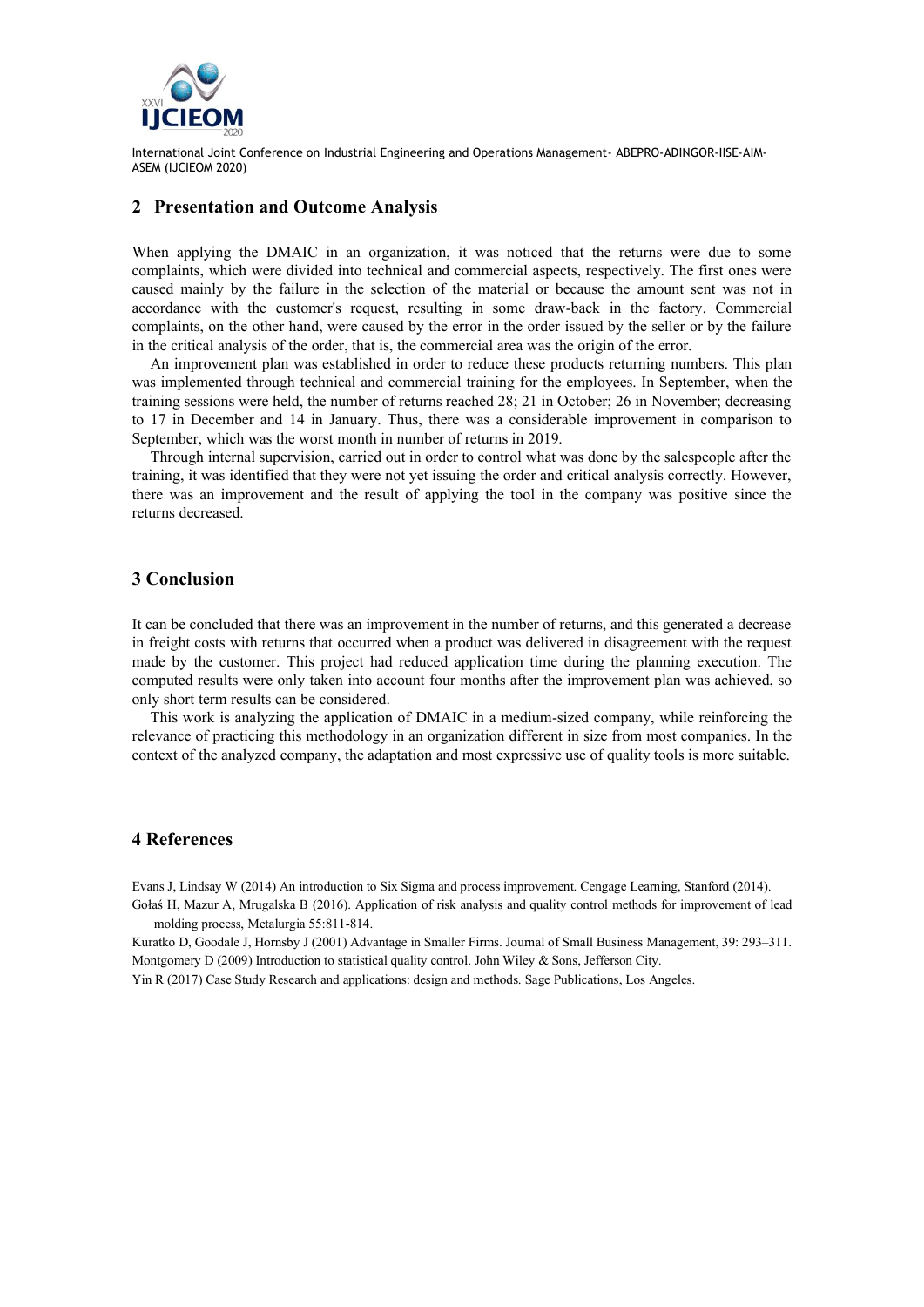## 2 Presentation and Outcome Analysis

When applying the DMAIC in an organization, it was noticed that the returns were due to some complaints, which were divided into technical and commercial aspects, respectively. The first ones were caused mainly by the failure in the selection of the material or because the amount sent was not in accordance with the customer's request, resulting in some draw-back in the factory. Commercial complaints, on the other hand, were caused by the error in the order issued by the seller or by the failure in the critical analysis of the order, that is, the commercial area was the origin of the error.

An improvement plan was established in order to reduce these products returning numbers. This plan was implemented through technical and commercial training for the employees. In September, when the training sessions were held, the number of returns reached 28; 21 in October; 26 in November; decreasing to 17 in December and 14 in January. Thus, there was a considerable improvement in comparison to September, which was the worst month in number of returns in 2019.

Through internal supervision, carried out in order to control what was done by the salespeople after the training, it was identified that they were not yet issuing the order and critical analysis correctly. However, there was an improvement and the result of applying the tool in the company was positive since the returns decreased.

## 3 Conclusion

It can be concluded that there was an improvement in the number of returns, and this generated a decrease in freight costs with returns that occurred when a product was delivered in disagreement with the request made by the customer. This project had reduced application time during the planning execution. The computed results were only taken into account four months after the improvement plan was achieved, so only short term results can be considered.

This work is analyzing the application of DMAIC in a medium-sized company, while reinforcing the relevance of practicing this methodology in an organization different in size from most companies. In the context of the analyzed company, the adaptation and most expressive use of quality tools is more suitable.

## 4 References

Evans J, Lindsay W (2014) An introduction to Six Sigma and process improvement. Cengage Learning, Stanford (2014).

Gołaś H, Mazur A, Mrugalska B (2016). Application of risk analysis and quality control methods for improvement of lead molding process, Metalurgia 55:811-814.

Kuratko D, Goodale J, Hornsby J (2001) Advantage in Smaller Firms. Journal of Small Business Management, 39: 293–311.

Montgomery D (2009) Introduction to statistical quality control. John Wiley & Sons, Jefferson City.

Yin R (2017) Case Study Research and applications: design and methods. Sage Publications, Los Angeles.